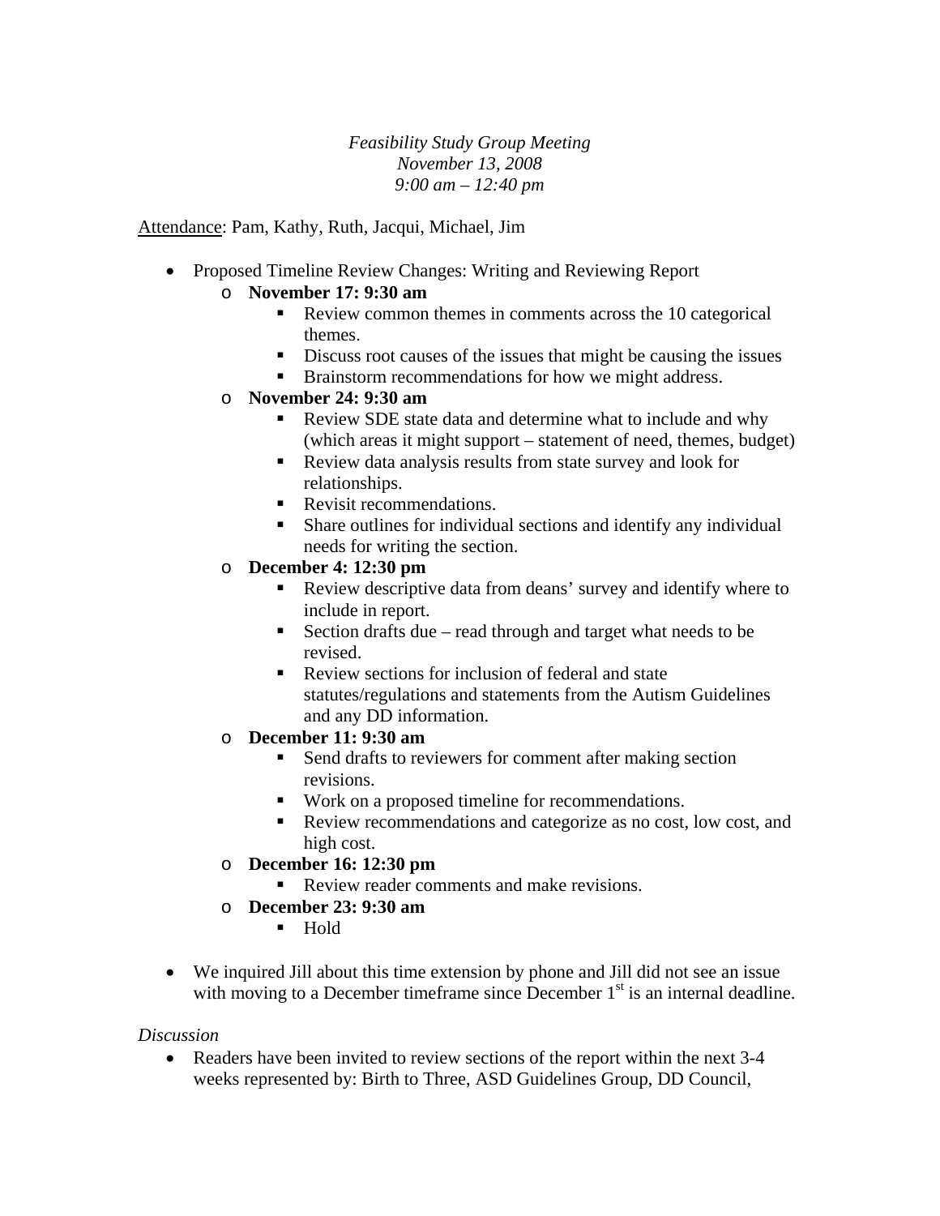*Feasibility Study Group Meeting*
*November 13, 2008*
*9:00 am – 12:40 pm*

Attendance: Pam, Kathy, Ruth, Jacqui, Michael, Jim

- Proposed Timeline Review Changes: Writing and Reviewing Report
  - **November 17: 9:30 am**
    - Review common themes in comments across the 10 categorical themes.
    - Discuss root causes of the issues that might be causing the issues
    - Brainstorm recommendations for how we might address.
  - **November 24: 9:30 am**
    - Review SDE state data and determine what to include and why (which areas it might support – statement of need, themes, budget)
    - Review data analysis results from state survey and look for relationships.
    - Revisit recommendations.
    - Share outlines for individual sections and identify any individual needs for writing the section.
  - **December 4: 12:30 pm**
    - Review descriptive data from deans' survey and identify where to include in report.
    - Section drafts due – read through and target what needs to be revised.
    - Review sections for inclusion of federal and state statutes/regulations and statements from the Autism Guidelines and any DD information.
  - **December 11: 9:30 am**
    - Send drafts to reviewers for comment after making section revisions.
    - Work on a proposed timeline for recommendations.
    - Review recommendations and categorize as no cost, low cost, and high cost.
  - **December 16: 12:30 pm**
    - Review reader comments and make revisions.
  - **December 23: 9:30 am**
    - Hold

- We inquired Jill about this time extension by phone and Jill did not see an issue with moving to a December timeframe since December 1st is an internal deadline.

*Discussion*

- Readers have been invited to review sections of the report within the next 3-4 weeks represented by: Birth to Three, ASD Guidelines Group, DD Council,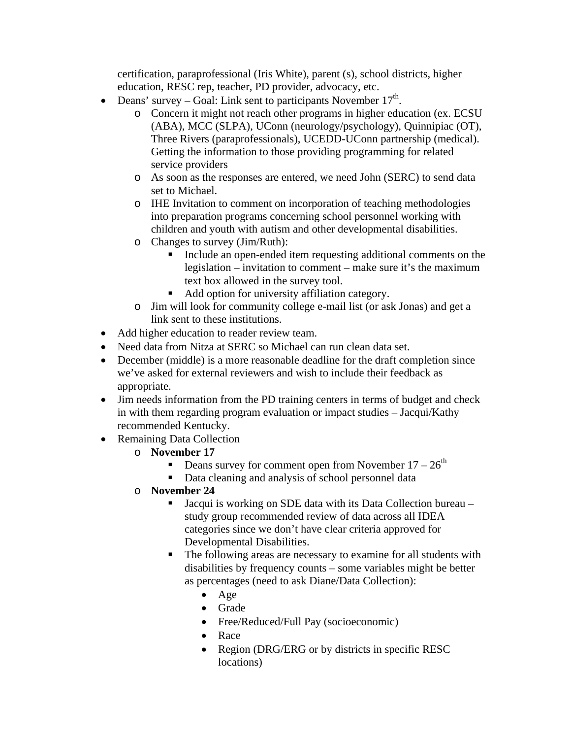certification, paraprofessional (Iris White), parent (s), school districts, higher education, RESC rep, teacher, PD provider, advocacy, etc.

- Deans' survey – Goal: Link sent to participants November 17th.
  - Concern it might not reach other programs in higher education (ex. ECSU (ABA), MCC (SLPA), UConn (neurology/psychology), Quinnipiac (OT), Three Rivers (paraprofessionals), UCEDD-UConn partnership (medical). Getting the information to those providing programming for related service providers
  - As soon as the responses are entered, we need John (SERC) to send data set to Michael.
  - IHE Invitation to comment on incorporation of teaching methodologies into preparation programs concerning school personnel working with children and youth with autism and other developmental disabilities.
  - Changes to survey (Jim/Ruth):
    - Include an open-ended item requesting additional comments on the legislation – invitation to comment – make sure it's the maximum text box allowed in the survey tool.
    - Add option for university affiliation category.
  - Jim will look for community college e-mail list (or ask Jonas) and get a link sent to these institutions.
- Add higher education to reader review team.
- Need data from Nitza at SERC so Michael can run clean data set.
- December (middle) is a more reasonable deadline for the draft completion since we've asked for external reviewers and wish to include their feedback as appropriate.
- Jim needs information from the PD training centers in terms of budget and check in with them regarding program evaluation or impact studies – Jacqui/Kathy recommended Kentucky.
- Remaining Data Collection
  - **November 17**
    - Deans survey for comment open from November 17 – 26th
    - Data cleaning and analysis of school personnel data
  - **November 24**
    - Jacqui is working on SDE data with its Data Collection bureau – study group recommended review of data across all IDEA categories since we don't have clear criteria approved for Developmental Disabilities.
    - The following areas are necessary to examine for all students with disabilities by frequency counts – some variables might be better as percentages (need to ask Diane/Data Collection):
      - Age
      - Grade
      - Free/Reduced/Full Pay (socioeconomic)
      - Race
      - Region (DRG/ERG or by districts in specific RESC locations)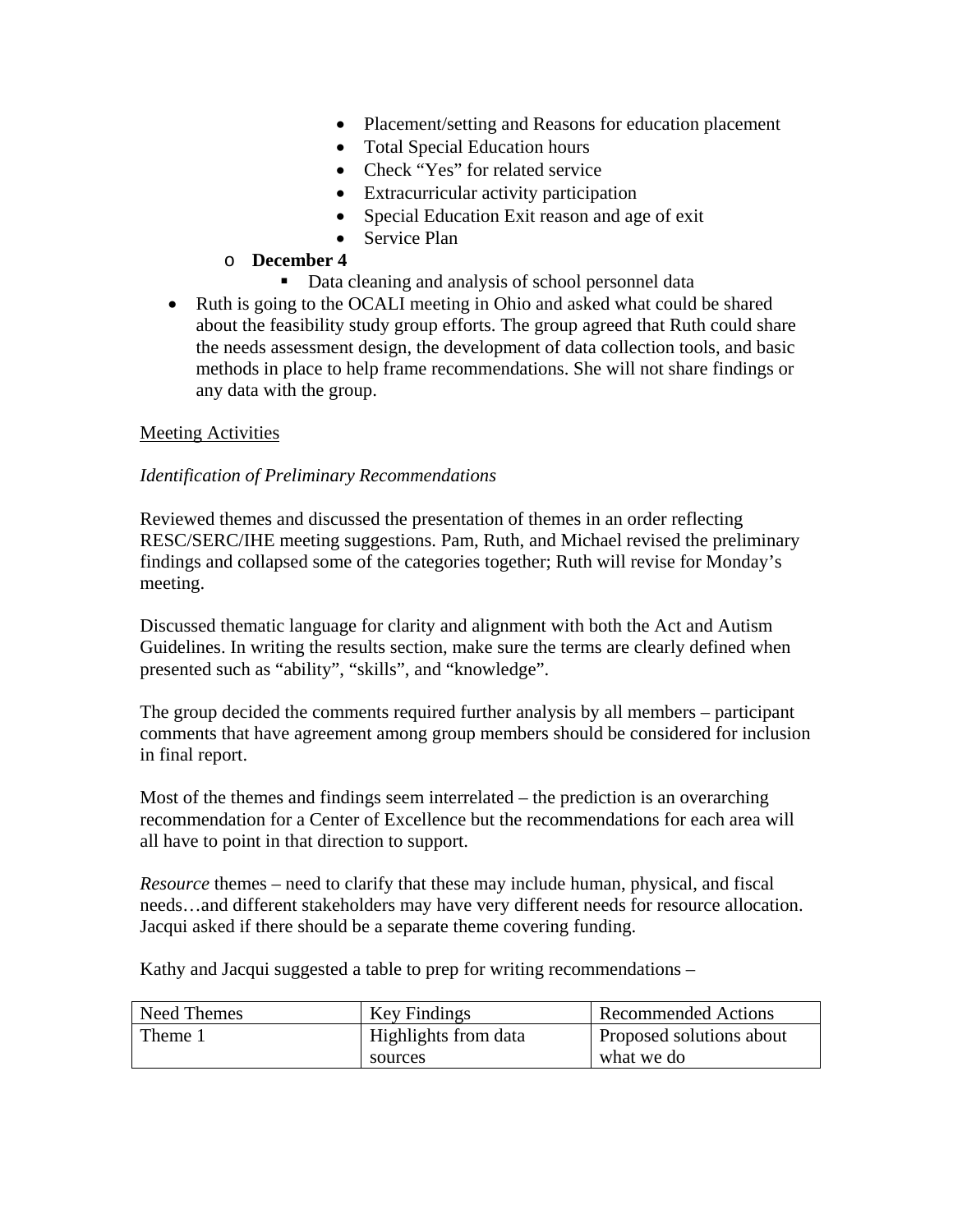- Placement/setting and Reasons for education placement
        - Total Special Education hours
        - Check "Yes" for related service
        - Extracurricular activity participation
        - Special Education Exit reason and age of exit
        - Service Plan
    - **December 4**
        - Data cleaning and analysis of school personnel data
- Ruth is going to the OCALI meeting in Ohio and asked what could be shared about the feasibility study group efforts. The group agreed that Ruth could share the needs assessment design, the development of data collection tools, and basic methods in place to help frame recommendations. She will not share findings or any data with the group.

<u>Meeting Activities</u>

*Identification of Preliminary Recommendations*

Reviewed themes and discussed the presentation of themes in an order reflecting RESC/SERC/IHE meeting suggestions. Pam, Ruth, and Michael revised the preliminary findings and collapsed some of the categories together; Ruth will revise for Monday's meeting.

Discussed thematic language for clarity and alignment with both the Act and Autism Guidelines. In writing the results section, make sure the terms are clearly defined when presented such as "ability", "skills", and "knowledge".

The group decided the comments required further analysis by all members – participant comments that have agreement among group members should be considered for inclusion in final report.

Most of the themes and findings seem interrelated – the prediction is an overarching recommendation for a Center of Excellence but the recommendations for each area will all have to point in that direction to support.

*Resource* themes – need to clarify that these may include human, physical, and fiscal needs…and different stakeholders may have very different needs for resource allocation. Jacqui asked if there should be a separate theme covering funding.

Kathy and Jacqui suggested a table to prep for writing recommendations –

| Need Themes | Key Findings | Recommended Actions |
| --- | --- | --- |
| Theme 1 | Highlights from data sources | Proposed solutions about what we do |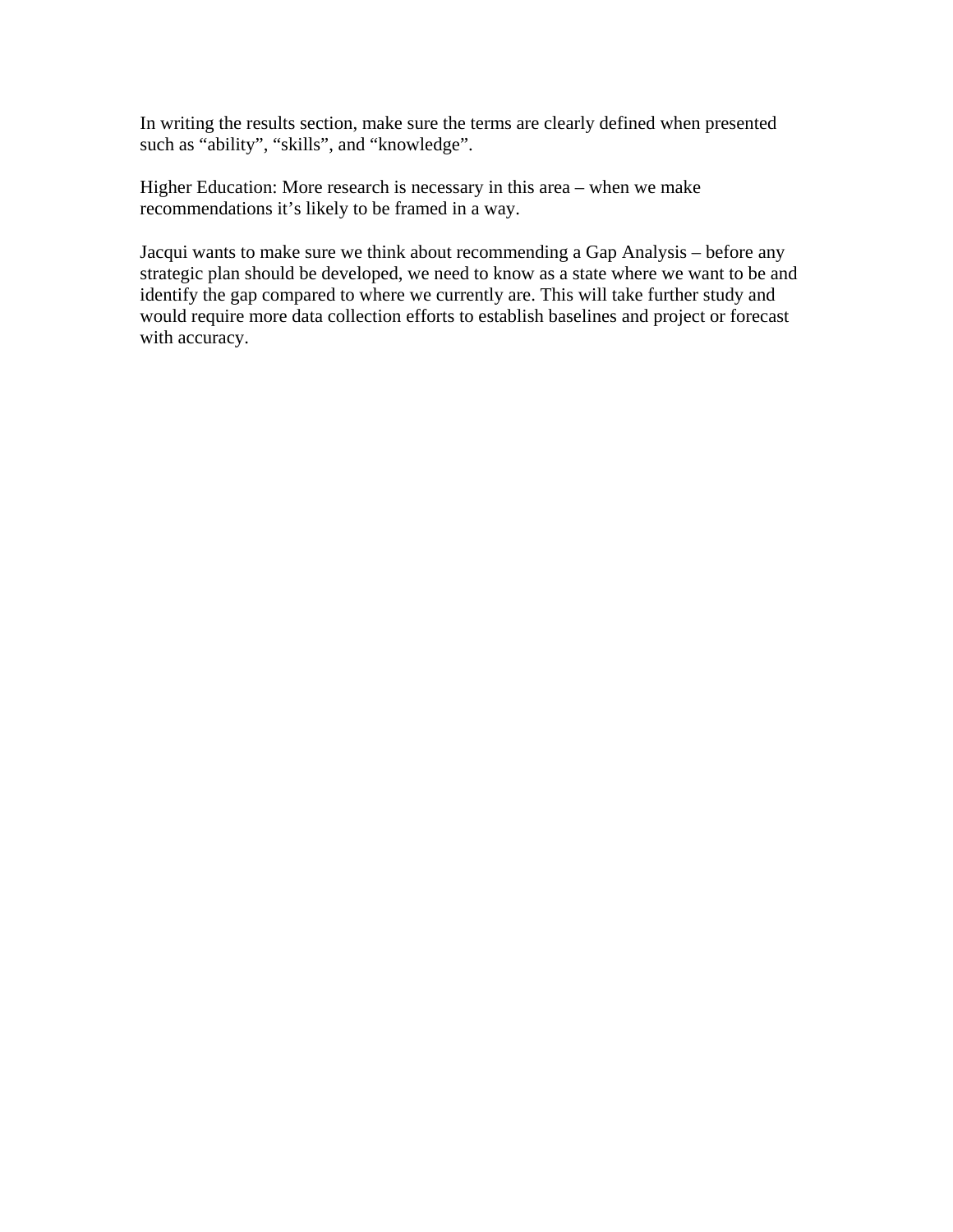In writing the results section, make sure the terms are clearly defined when presented such as "ability", "skills", and "knowledge".

Higher Education: More research is necessary in this area – when we make recommendations it's likely to be framed in a way.

Jacqui wants to make sure we think about recommending a Gap Analysis – before any strategic plan should be developed, we need to know as a state where we want to be and identify the gap compared to where we currently are. This will take further study and would require more data collection efforts to establish baselines and project or forecast with accuracy.